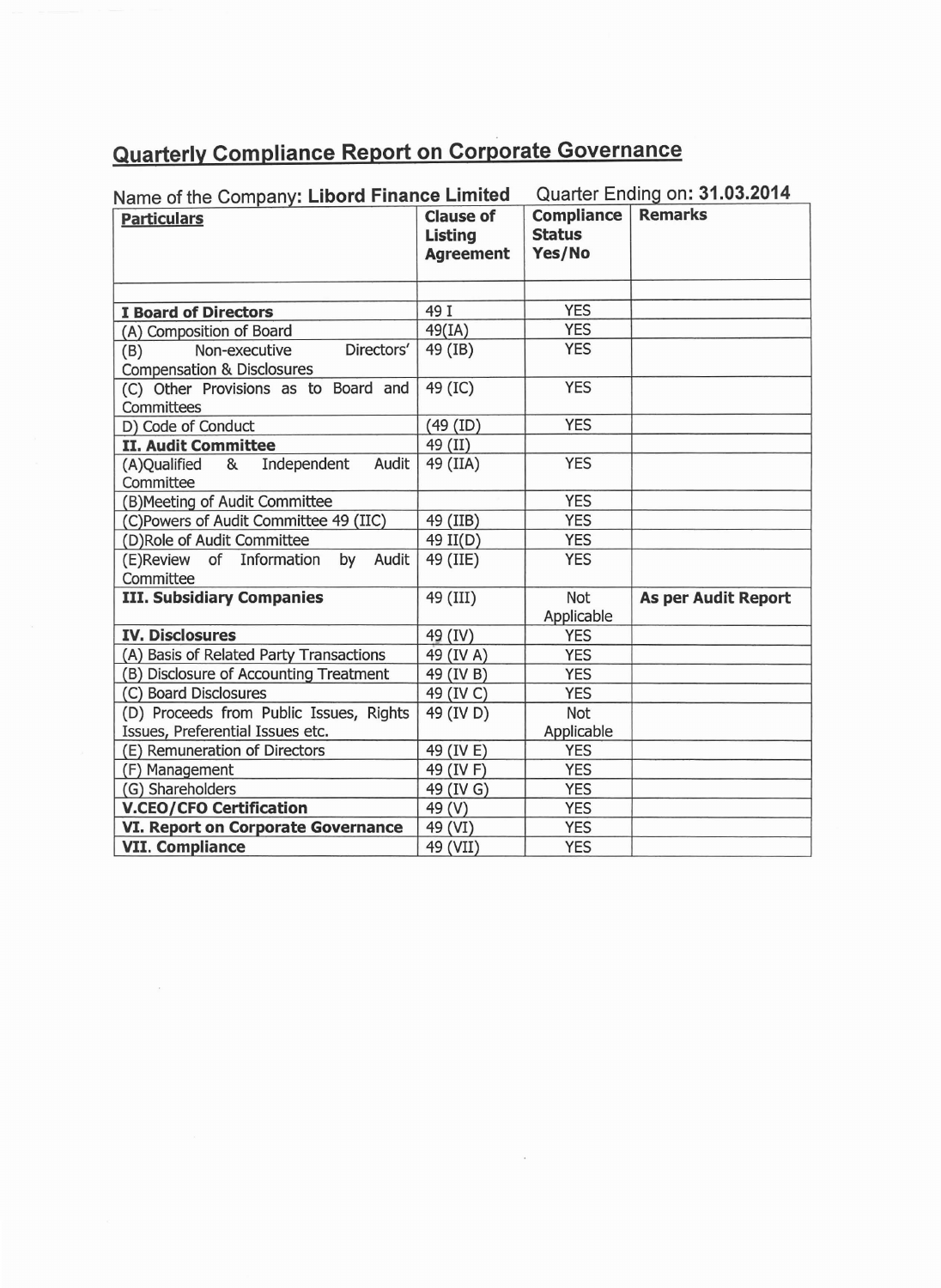# Quarterly Compliance Report on Corporate Governance

Name of the Company: **Libord Finance Limited** Quarter Ending on: **31.03.2014**

| Particulars | Clause of Listing Agreement | Compliance Status Yes/No | Remarks |
|---|---|---|---|
| | | | |
| **I Board of Directors** | 49 I | YES | |
| (A) Composition of Board | 49(IA) | YES | |
| (B) Non-executive Directors' Compensation & Disclosures | 49 (IB) | YES | |
| (C) Other Provisions as to Board and Committees | 49 (IC) | YES | |
| D) Code of Conduct | (49 (ID) | YES | |
| **II. Audit Committee** | 49 (II) | | |
| (A)Qualified & Independent Audit Committee | 49 (IIA) | YES | |
| (B)Meeting of Audit Committee | | YES | |
| (C)Powers of Audit Committee 49 (IIC) | 49 (IIB) | YES | |
| (D)Role of Audit Committee | 49 II(D) | YES | |
| (E)Review of Information by Audit Committee | 49 (IIE) | YES | |
| **III. Subsidiary Companies** | 49 (III) | Not Applicable | **As per Audit Report** |
| **IV. Disclosures** | 49 (IV) | YES | |
| (A) Basis of Related Party Transactions | 49 (IV A) | YES | |
| (B) Disclosure of Accounting Treatment | 49 (IV B) | YES | |
| (C) Board Disclosures | 49 (IV C) | YES | |
| (D) Proceeds from Public Issues, Rights Issues, Preferential Issues etc. | 49 (IV D) | Not Applicable | |
| (E) Remuneration of Directors | 49 (IV E) | YES | |
| (F) Management | 49 (IV F) | YES | |
| (G) Shareholders | 49 (IV G) | YES | |
| **V.CEO/CFO Certification** | 49 (V) | YES | |
| **VI. Report on Corporate Governance** | 49 (VI) | YES | |
| **VII. Compliance** | 49 (VII) | YES | |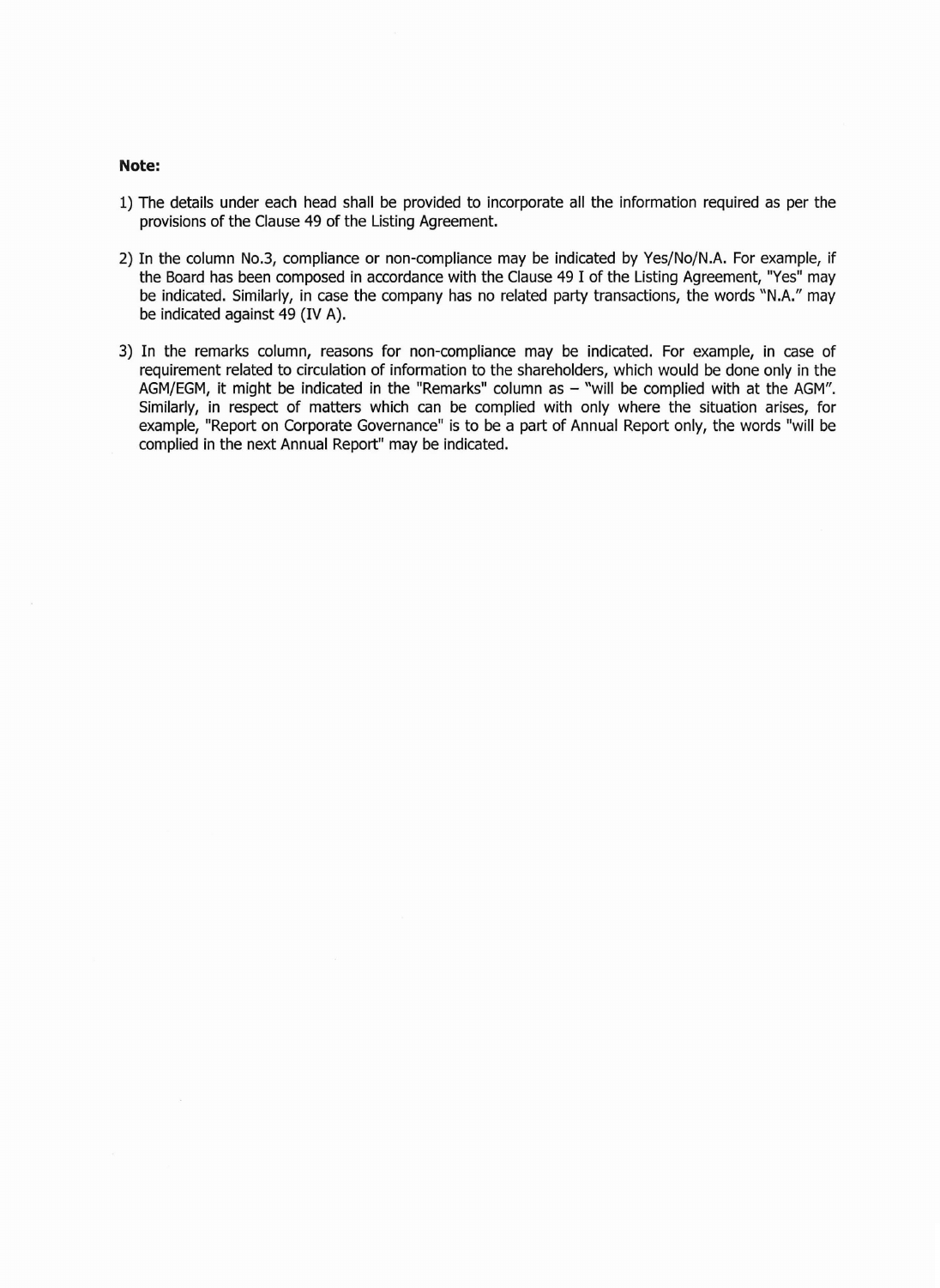**Note:**

1) The details under each head shall be provided to incorporate all the information required as per the provisions of the Clause 49 of the Listing Agreement.

2) In the column No.3, compliance or non-compliance may be indicated by Yes/No/N.A. For example, if the Board has been composed in accordance with the Clause 49 I of the Listing Agreement, "Yes" may be indicated. Similarly, in case the company has no related party transactions, the words "N.A." may be indicated against 49 (IV A).

3) In the remarks column, reasons for non-compliance may be indicated. For example, in case of requirement related to circulation of information to the shareholders, which would be done only in the AGM/EGM, it might be indicated in the "Remarks" column as – "will be complied with at the AGM". Similarly, in respect of matters which can be complied with only where the situation arises, for example, "Report on Corporate Governance" is to be a part of Annual Report only, the words "will be complied in the next Annual Report" may be indicated.